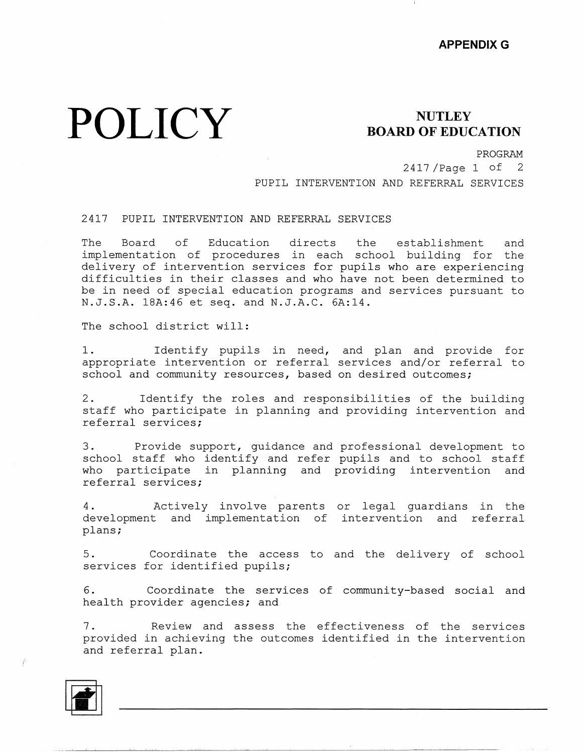APPENDIX G

# POLICY

**NUTLEY BOARD OF EDUCATION**

PROGRAM
2417/Page 1 of 2
PUPIL INTERVENTION AND REFERRAL SERVICES

## 2417 PUPIL INTERVENTION AND REFERRAL SERVICES

The Board of Education directs the establishment and implementation of procedures in each school building for the delivery of intervention services for pupils who are experiencing difficulties in their classes and who have not been determined to be in need of special education programs and services pursuant to N.J.S.A. 18A:46 et seq. and N.J.A.C. 6A:14.

The school district will:

1. Identify pupils in need, and plan and provide for appropriate intervention or referral services and/or referral to school and community resources, based on desired outcomes;

2. Identify the roles and responsibilities of the building staff who participate in planning and providing intervention and referral services;

3. Provide support, guidance and professional development to school staff who identify and refer pupils and to school staff who participate in planning and providing intervention and referral services;

4. Actively involve parents or legal guardians in the development and implementation of intervention and referral plans;

5. Coordinate the access to and the delivery of school services for identified pupils;

6. Coordinate the services of community-based social and health provider agencies; and

7. Review and assess the effectiveness of the services provided in achieving the outcomes identified in the intervention and referral plan.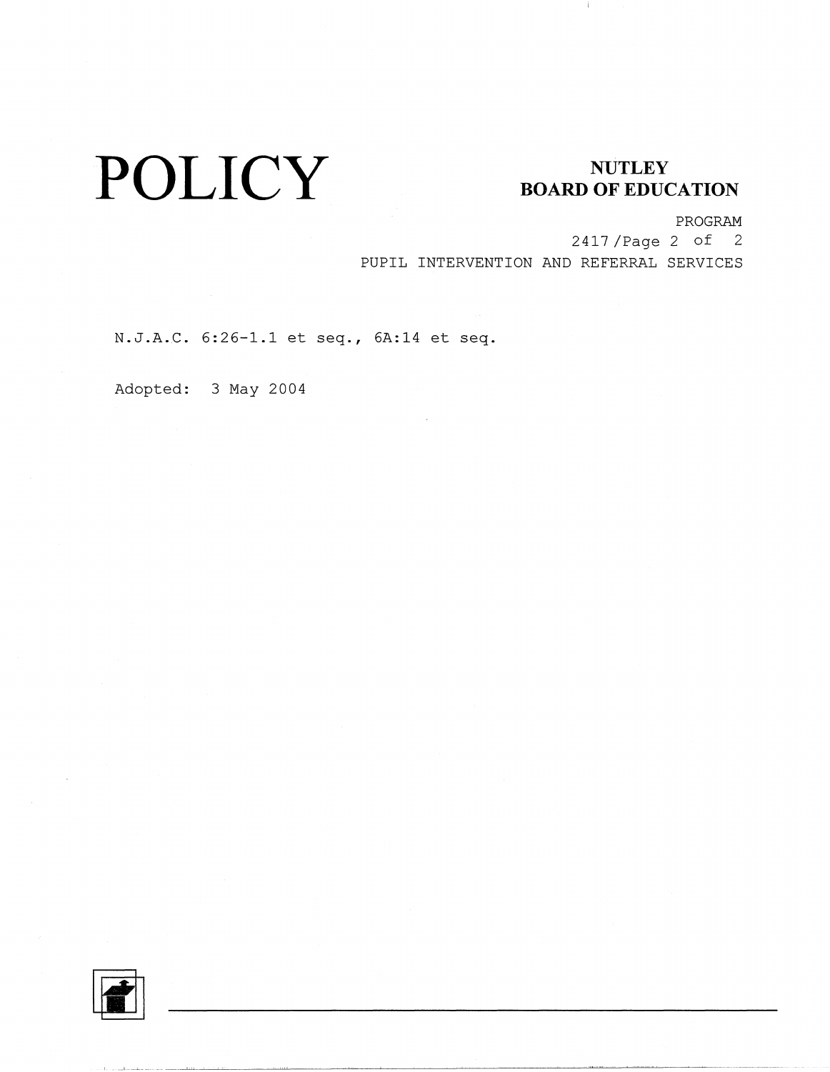N.J.A.C. 6:26-1.1 et seq., 6A:14 et seq.

Adopted: 3 May 2004